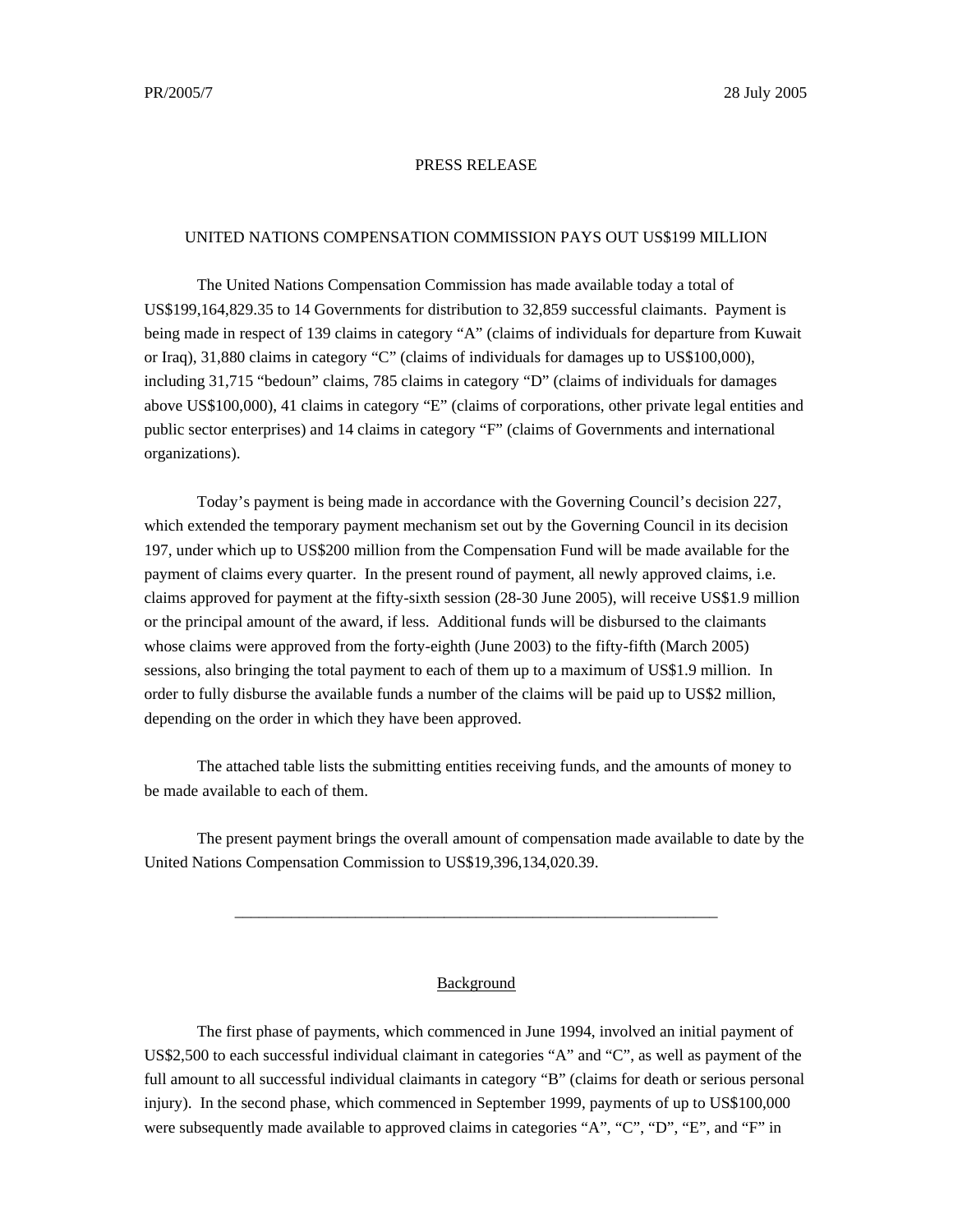PR/2005/7 28 July 2005

PRESS RELEASE

UNITED NATIONS COMPENSATION COMMISSION PAYS OUT US$199 MILLION

The United Nations Compensation Commission has made available today a total of US$199,164,829.35 to 14 Governments for distribution to 32,859 successful claimants. Payment is being made in respect of 139 claims in category "A" (claims of individuals for departure from Kuwait or Iraq), 31,880 claims in category "C" (claims of individuals for damages up to US$100,000), including 31,715 "bedoun" claims, 785 claims in category "D" (claims of individuals for damages above US$100,000), 41 claims in category "E" (claims of corporations, other private legal entities and public sector enterprises) and 14 claims in category "F" (claims of Governments and international organizations).

Today's payment is being made in accordance with the Governing Council's decision 227, which extended the temporary payment mechanism set out by the Governing Council in its decision 197, under which up to US$200 million from the Compensation Fund will be made available for the payment of claims every quarter. In the present round of payment, all newly approved claims, i.e. claims approved for payment at the fifty-sixth session (28-30 June 2005), will receive US$1.9 million or the principal amount of the award, if less. Additional funds will be disbursed to the claimants whose claims were approved from the forty-eighth (June 2003) to the fifty-fifth (March 2005) sessions, also bringing the total payment to each of them up to a maximum of US$1.9 million. In order to fully disburse the available funds a number of the claims will be paid up to US$2 million, depending on the order in which they have been approved.

The attached table lists the submitting entities receiving funds, and the amounts of money to be made available to each of them.

The present payment brings the overall amount of compensation made available to date by the United Nations Compensation Commission to US$19,396,134,020.39.

---

## Background

The first phase of payments, which commenced in June 1994, involved an initial payment of US$2,500 to each successful individual claimant in categories "A" and "C", as well as payment of the full amount to all successful individual claimants in category "B" (claims for death or serious personal injury). In the second phase, which commenced in September 1999, payments of up to US$100,000 were subsequently made available to approved claims in categories "A", "C", "D", "E", and "F" in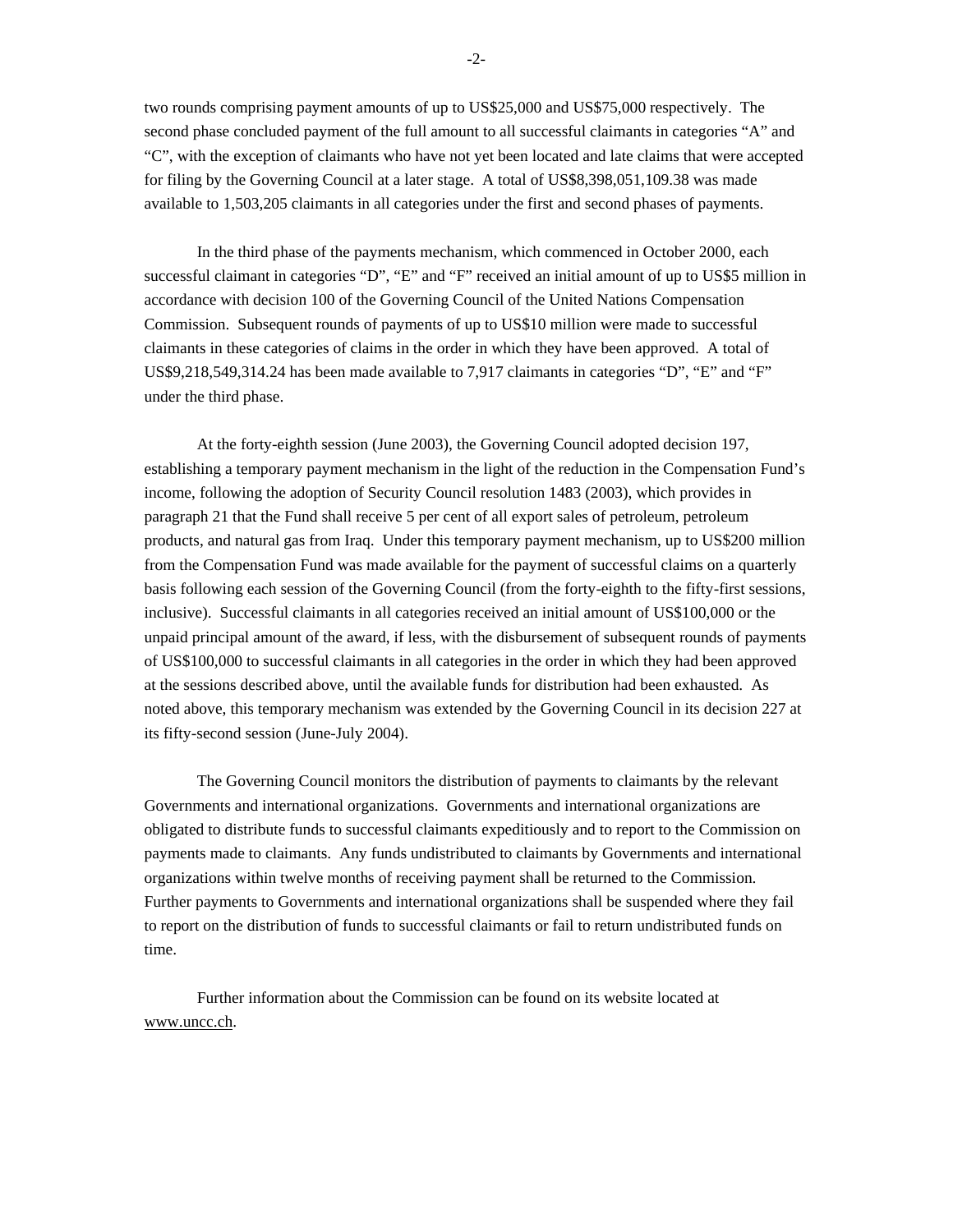two rounds comprising payment amounts of up to US$25,000 and US$75,000 respectively. The second phase concluded payment of the full amount to all successful claimants in categories "A" and "C", with the exception of claimants who have not yet been located and late claims that were accepted for filing by the Governing Council at a later stage. A total of US$8,398,051,109.38 was made available to 1,503,205 claimants in all categories under the first and second phases of payments.

In the third phase of the payments mechanism, which commenced in October 2000, each successful claimant in categories "D", "E" and "F" received an initial amount of up to US$5 million in accordance with decision 100 of the Governing Council of the United Nations Compensation Commission. Subsequent rounds of payments of up to US$10 million were made to successful claimants in these categories of claims in the order in which they have been approved. A total of US$9,218,549,314.24 has been made available to 7,917 claimants in categories "D", "E" and "F" under the third phase.

At the forty-eighth session (June 2003), the Governing Council adopted decision 197, establishing a temporary payment mechanism in the light of the reduction in the Compensation Fund's income, following the adoption of Security Council resolution 1483 (2003), which provides in paragraph 21 that the Fund shall receive 5 per cent of all export sales of petroleum, petroleum products, and natural gas from Iraq. Under this temporary payment mechanism, up to US$200 million from the Compensation Fund was made available for the payment of successful claims on a quarterly basis following each session of the Governing Council (from the forty-eighth to the fifty-first sessions, inclusive). Successful claimants in all categories received an initial amount of US$100,000 or the unpaid principal amount of the award, if less, with the disbursement of subsequent rounds of payments of US$100,000 to successful claimants in all categories in the order in which they had been approved at the sessions described above, until the available funds for distribution had been exhausted. As noted above, this temporary mechanism was extended by the Governing Council in its decision 227 at its fifty-second session (June-July 2004).

The Governing Council monitors the distribution of payments to claimants by the relevant Governments and international organizations. Governments and international organizations are obligated to distribute funds to successful claimants expeditiously and to report to the Commission on payments made to claimants. Any funds undistributed to claimants by Governments and international organizations within twelve months of receiving payment shall be returned to the Commission. Further payments to Governments and international organizations shall be suspended where they fail to report on the distribution of funds to successful claimants or fail to return undistributed funds on time.

Further information about the Commission can be found on its website located at www.uncc.ch.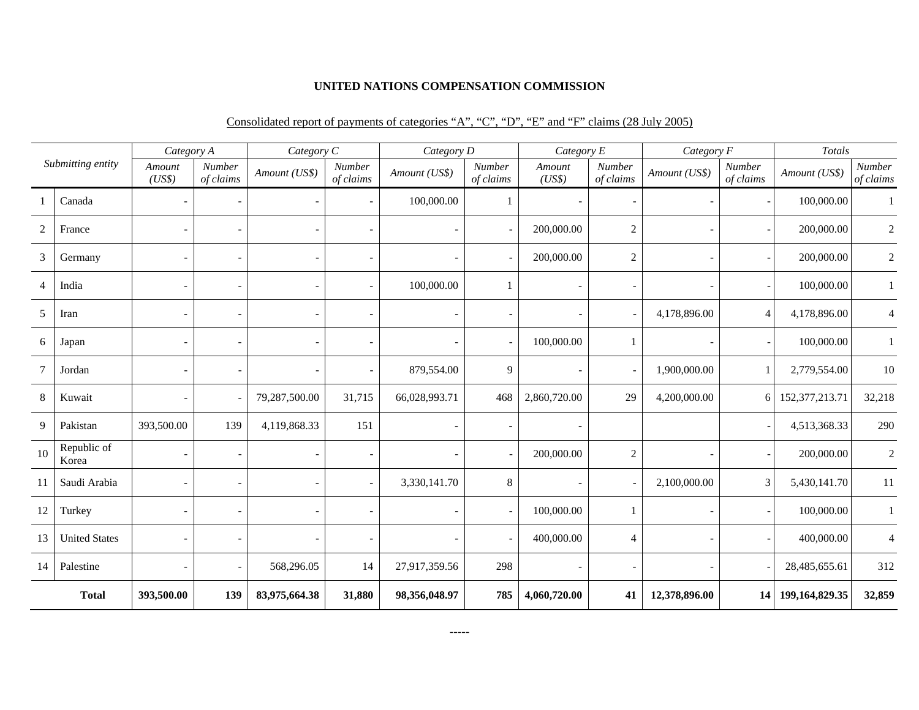**UNITED NATIONS COMPENSATION COMMISSION**

Consolidated report of payments of categories “A”, “C”, “D”, “E” and “F” claims (28 July 2005)

| | Submitting entity | *Category A* | | *Category C* | | *Category D* | | *Category E* | | *Category F* | | *Totals* | |
|---|---|---|---|---|---|---|---|---|---|---|---|---|---|
| | | *Amount (US$)* | *Number of claims* | *Amount (US$)* | *Number of claims* | *Amount (US$)* | *Number of claims* | *Amount (US$)* | *Number of claims* | *Amount (US$)* | *Number of claims* | *Amount (US$)* | *Number of claims* |
| 1 | Canada | - | - | - | - | 100,000.00 | 1 | - | - | - | - | 100,000.00 | 1 |
| 2 | France | - | - | - | - | - | - | 200,000.00 | 2 | - | - | 200,000.00 | 2 |
| 3 | Germany | - | - | - | - | - | - | 200,000.00 | 2 | - | - | 200,000.00 | 2 |
| 4 | India | - | - | - | - | 100,000.00 | 1 | - | - | - | - | 100,000.00 | 1 |
| 5 | Iran | - | - | - | - | - | - | - | - | 4,178,896.00 | 4 | 4,178,896.00 | 4 |
| 6 | Japan | - | - | - | - | - | - | 100,000.00 | 1 | - | - | 100,000.00 | 1 |
| 7 | Jordan | - | - | - | - | 879,554.00 | 9 | - | - | 1,900,000.00 | 1 | 2,779,554.00 | 10 |
| 8 | Kuwait | - | - | 79,287,500.00 | 31,715 | 66,028,993.71 | 468 | 2,860,720.00 | 29 | 4,200,000.00 | 6 | 152,377,213.71 | 32,218 |
| 9 | Pakistan | 393,500.00 | 139 | 4,119,868.33 | 151 | - | - | - | | | - | 4,513,368.33 | 290 |
| 10 | Republic of Korea | - | - | - | - | - | - | 200,000.00 | 2 | - | - | 200,000.00 | 2 |
| 11 | Saudi Arabia | - | - | - | - | 3,330,141.70 | 8 | - | - | 2,100,000.00 | 3 | 5,430,141.70 | 11 |
| 12 | Turkey | - | - | - | - | - | - | 100,000.00 | 1 | - | - | 100,000.00 | 1 |
| 13 | United States | - | - | - | - | - | - | 400,000.00 | 4 | - | - | 400,000.00 | 4 |
| 14 | Palestine | - | - | 568,296.05 | 14 | 27,917,359.56 | 298 | - | - | - | - | 28,485,655.61 | 312 |
| | **Total** | **393,500.00** | **139** | **83,975,664.38** | **31,880** | **98,356,048.97** | **785** | **4,060,720.00** | **41** | **12,378,896.00** | **14** | **199,164,829.35** | **32,859** |

-----